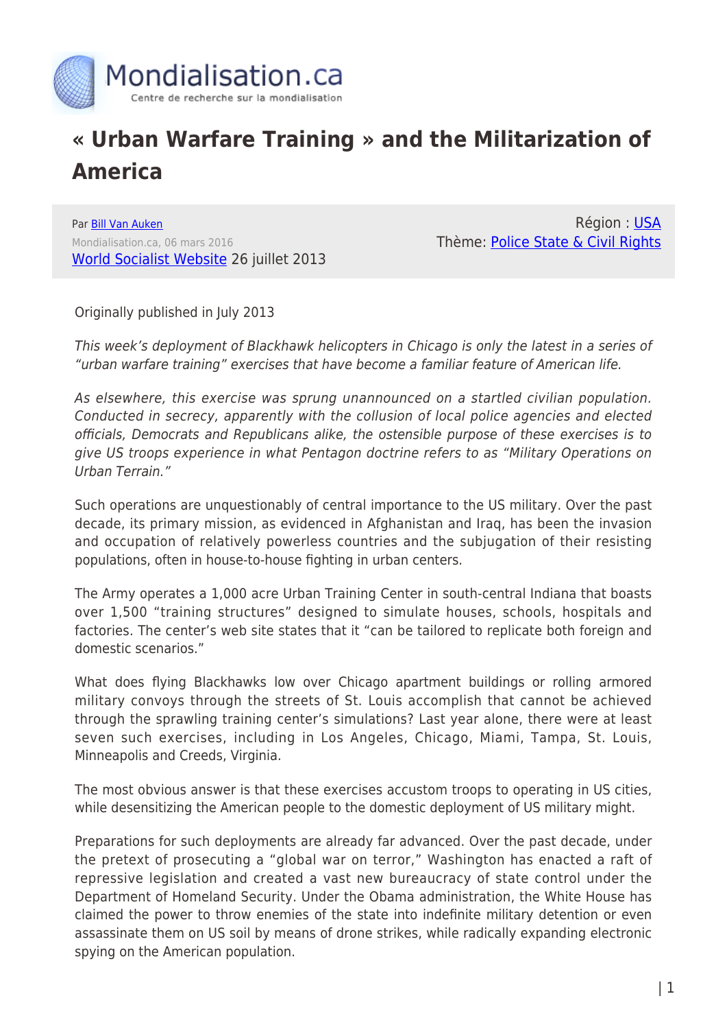# « Urban Warfare Training » and the Militarization of America

Par Bill Van Auken
Mondialisation.ca, 06 mars 2016
World Socialist Website 26 juillet 2013

Région : USA
Thème: Police State & Civil Rights

Originally published in July 2013

*This week's deployment of Blackhawk helicopters in Chicago is only the latest in a series of "urban warfare training" exercises that have become a familiar feature of American life.*

*As elsewhere, this exercise was sprung unannounced on a startled civilian population. Conducted in secrecy, apparently with the collusion of local police agencies and elected officials, Democrats and Republicans alike, the ostensible purpose of these exercises is to give US troops experience in what Pentagon doctrine refers to as "Military Operations on Urban Terrain."*

Such operations are unquestionably of central importance to the US military. Over the past decade, its primary mission, as evidenced in Afghanistan and Iraq, has been the invasion and occupation of relatively powerless countries and the subjugation of their resisting populations, often in house-to-house fighting in urban centers.

The Army operates a 1,000 acre Urban Training Center in south-central Indiana that boasts over 1,500 "training structures" designed to simulate houses, schools, hospitals and factories. The center's web site states that it "can be tailored to replicate both foreign and domestic scenarios."

What does flying Blackhawks low over Chicago apartment buildings or rolling armored military convoys through the streets of St. Louis accomplish that cannot be achieved through the sprawling training center's simulations? Last year alone, there were at least seven such exercises, including in Los Angeles, Chicago, Miami, Tampa, St. Louis, Minneapolis and Creeds, Virginia.

The most obvious answer is that these exercises accustom troops to operating in US cities, while desensitizing the American people to the domestic deployment of US military might.

Preparations for such deployments are already far advanced. Over the past decade, under the pretext of prosecuting a "global war on terror," Washington has enacted a raft of repressive legislation and created a vast new bureaucracy of state control under the Department of Homeland Security. Under the Obama administration, the White House has claimed the power to throw enemies of the state into indefinite military detention or even assassinate them on US soil by means of drone strikes, while radically expanding electronic spying on the American population.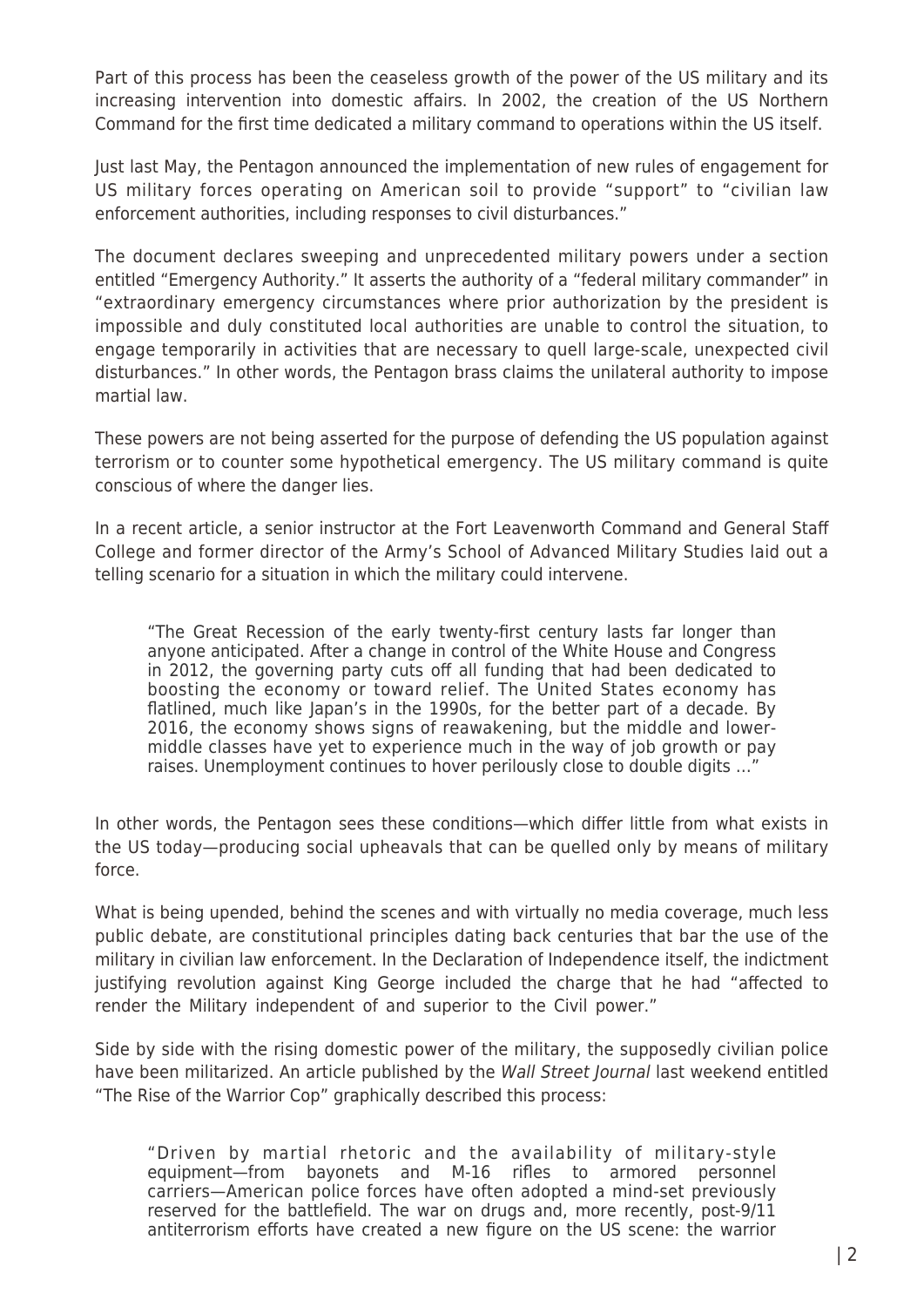Part of this process has been the ceaseless growth of the power of the US military and its increasing intervention into domestic affairs. In 2002, the creation of the US Northern Command for the first time dedicated a military command to operations within the US itself.

Just last May, the Pentagon announced the implementation of new rules of engagement for US military forces operating on American soil to provide "support" to "civilian law enforcement authorities, including responses to civil disturbances."

The document declares sweeping and unprecedented military powers under a section entitled "Emergency Authority." It asserts the authority of a "federal military commander" in "extraordinary emergency circumstances where prior authorization by the president is impossible and duly constituted local authorities are unable to control the situation, to engage temporarily in activities that are necessary to quell large-scale, unexpected civil disturbances." In other words, the Pentagon brass claims the unilateral authority to impose martial law.

These powers are not being asserted for the purpose of defending the US population against terrorism or to counter some hypothetical emergency. The US military command is quite conscious of where the danger lies.

In a recent article, a senior instructor at the Fort Leavenworth Command and General Staff College and former director of the Army's School of Advanced Military Studies laid out a telling scenario for a situation in which the military could intervene.

> "The Great Recession of the early twenty-first century lasts far longer than anyone anticipated. After a change in control of the White House and Congress in 2012, the governing party cuts off all funding that had been dedicated to boosting the economy or toward relief. The United States economy has flatlined, much like Japan's in the 1990s, for the better part of a decade. By 2016, the economy shows signs of reawakening, but the middle and lower-middle classes have yet to experience much in the way of job growth or pay raises. Unemployment continues to hover perilously close to double digits …"

In other words, the Pentagon sees these conditions—which differ little from what exists in the US today—producing social upheavals that can be quelled only by means of military force.

What is being upended, behind the scenes and with virtually no media coverage, much less public debate, are constitutional principles dating back centuries that bar the use of the military in civilian law enforcement. In the Declaration of Independence itself, the indictment justifying revolution against King George included the charge that he had "affected to render the Military independent of and superior to the Civil power."

Side by side with the rising domestic power of the military, the supposedly civilian police have been militarized. An article published by the *Wall Street Journal* last weekend entitled "The Rise of the Warrior Cop" graphically described this process:

> "Driven by martial rhetoric and the availability of military-style equipment—from bayonets and M-16 rifles to armored personnel carriers—American police forces have often adopted a mind-set previously reserved for the battlefield. The war on drugs and, more recently, post-9/11 antiterrorism efforts have created a new figure on the US scene: the warrior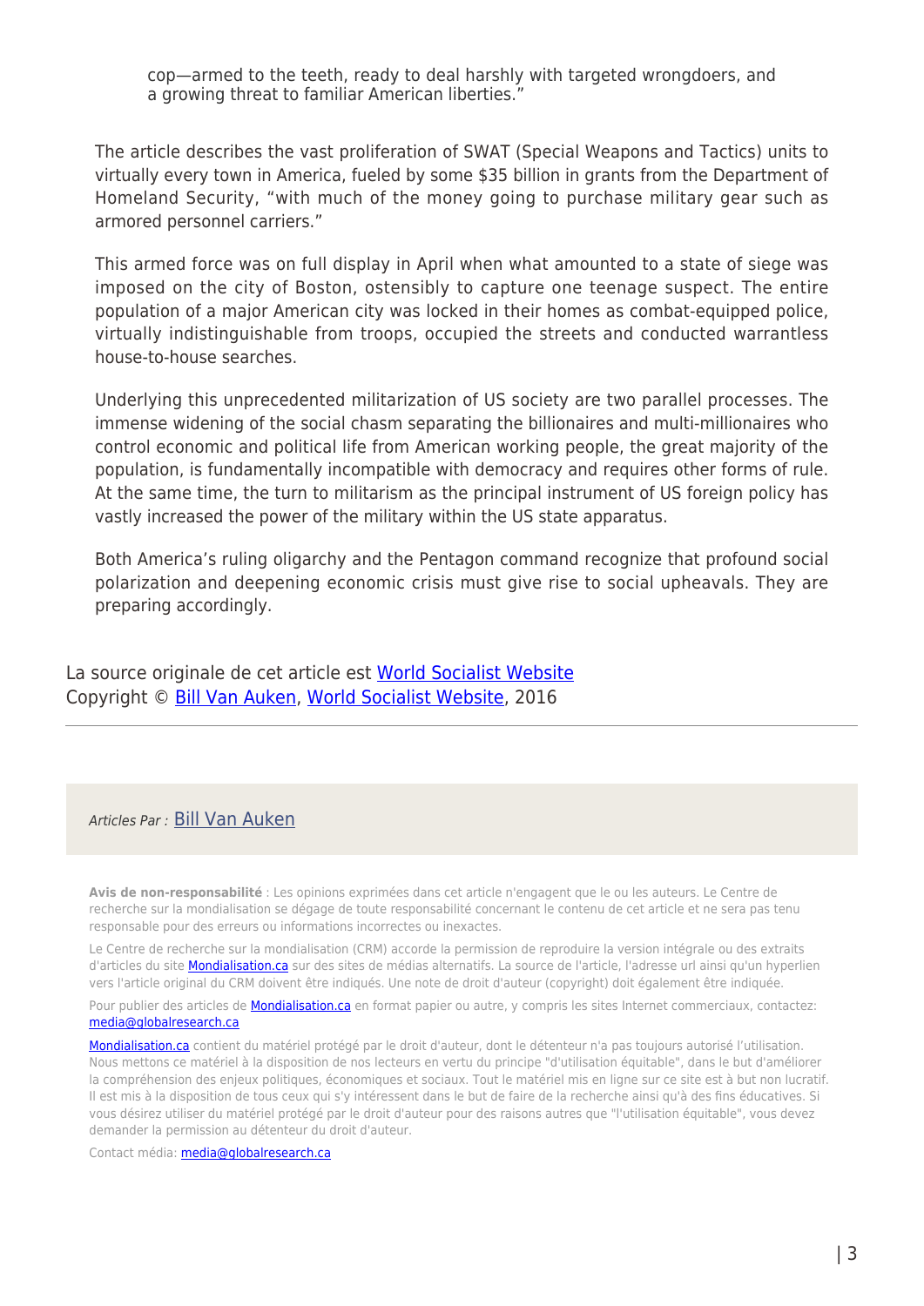> cop—armed to the teeth, ready to deal harshly with targeted wrongdoers, and a growing threat to familiar American liberties."

The article describes the vast proliferation of SWAT (Special Weapons and Tactics) units to virtually every town in America, fueled by some $35 billion in grants from the Department of Homeland Security, "with much of the money going to purchase military gear such as armored personnel carriers."

This armed force was on full display in April when what amounted to a state of siege was imposed on the city of Boston, ostensibly to capture one teenage suspect. The entire population of a major American city was locked in their homes as combat-equipped police, virtually indistinguishable from troops, occupied the streets and conducted warrantless house-to-house searches.

Underlying this unprecedented militarization of US society are two parallel processes. The immense widening of the social chasm separating the billionaires and multi-millionaires who control economic and political life from American working people, the great majority of the population, is fundamentally incompatible with democracy and requires other forms of rule. At the same time, the turn to militarism as the principal instrument of US foreign policy has vastly increased the power of the military within the US state apparatus.

Both America's ruling oligarchy and the Pentagon command recognize that profound social polarization and deepening economic crisis must give rise to social upheavals. They are preparing accordingly.

La source originale de cet article est World Socialist Website
Copyright © Bill Van Auken, World Socialist Website, 2016

---

*Articles Par :* Bill Van Auken

**Avis de non-responsabilité** : Les opinions exprimées dans cet article n'engagent que le ou les auteurs. Le Centre de recherche sur la mondialisation se dégage de toute responsabilité concernant le contenu de cet article et ne sera pas tenu responsable pour des erreurs ou informations incorrectes ou inexactes.

Le Centre de recherche sur la mondialisation (CRM) accorde la permission de reproduire la version intégrale ou des extraits d'articles du site Mondialisation.ca sur des sites de médias alternatifs. La source de l'article, l'adresse url ainsi qu'un hyperlien vers l'article original du CRM doivent être indiqués. Une note de droit d'auteur (copyright) doit également être indiquée.

Pour publier des articles de Mondialisation.ca en format papier ou autre, y compris les sites Internet commerciaux, contactez: media@globalresearch.ca

Mondialisation.ca contient du matériel protégé par le droit d'auteur, dont le détenteur n'a pas toujours autorisé l'utilisation. Nous mettons ce matériel à la disposition de nos lecteurs en vertu du principe "d'utilisation équitable", dans le but d'améliorer la compréhension des enjeux politiques, économiques et sociaux. Tout le matériel mis en ligne sur ce site est à but non lucratif. Il est mis à la disposition de tous ceux qui s'y intéressent dans le but de faire de la recherche ainsi qu'à des fins éducatives. Si vous désirez utiliser du matériel protégé par le droit d'auteur pour des raisons autres que "l'utilisation équitable", vous devez demander la permission au détenteur du droit d'auteur.

Contact média: media@globalresearch.ca